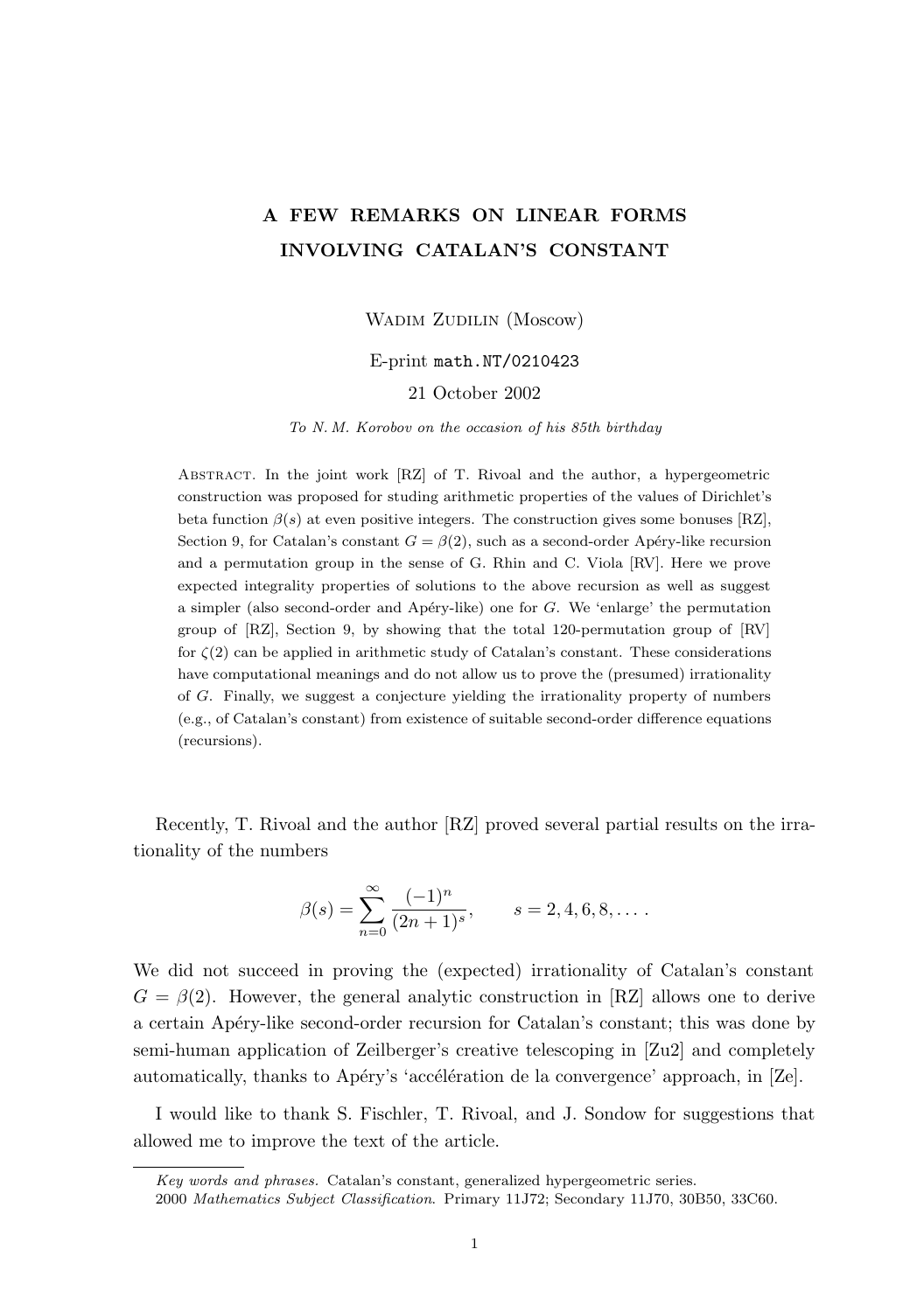# A FEW REMARKS ON LINEAR FORMS INVOLVING CATALAN'S CONSTANT

Wadim Zudilin (Moscow)

E-print `math.NT/0210423`

21 October 2002

*To N. M. Korobov on the occasion of his 85th birthday*

Abstract. In the joint work [RZ] of T. Rivoal and the author, a hypergeometric construction was proposed for studing arithmetic properties of the values of Dirichlet's beta function $\beta(s)$ at even positive integers. The construction gives some bonuses [RZ], Section 9, for Catalan's constant $G = \beta(2)$, such as a second-order Apéry-like recursion and a permutation group in the sense of G. Rhin and C. Viola [RV]. Here we prove expected integrality properties of solutions to the above recursion as well as suggest a simpler (also second-order and Apéry-like) one for $G$. We 'enlarge' the permutation group of [RZ], Section 9, by showing that the total 120-permutation group of [RV] for $\zeta(2)$ can be applied in arithmetic study of Catalan's constant. These considerations have computational meanings and do not allow us to prove the (presumed) irrationality of $G$. Finally, we suggest a conjecture yielding the irrationality property of numbers (e.g., of Catalan's constant) from existence of suitable second-order difference equations (recursions).

Recently, T. Rivoal and the author [RZ] proved several partial results on the irrationality of the numbers

$$\beta(s) = \sum_{n=0}^{\infty} \frac{(-1)^n}{(2n+1)^s}, \qquad s = 2, 4, 6, 8, \dots .$$

We did not succeed in proving the (expected) irrationality of Catalan's constant $G = \beta(2)$. However, the general analytic construction in [RZ] allows one to derive a certain Apéry-like second-order recursion for Catalan's constant; this was done by semi-human application of Zeilberger's creative telescoping in [Zu2] and completely automatically, thanks to Apéry's 'accélération de la convergence' approach, in [Ze].

I would like to thank S. Fischler, T. Rivoal, and J. Sondow for suggestions that allowed me to improve the text of the article.

---

*Key words and phrases.* Catalan's constant, generalized hypergeometric series.

2000 *Mathematics Subject Classification*. Primary 11J72; Secondary 11J70, 30B50, 33C60.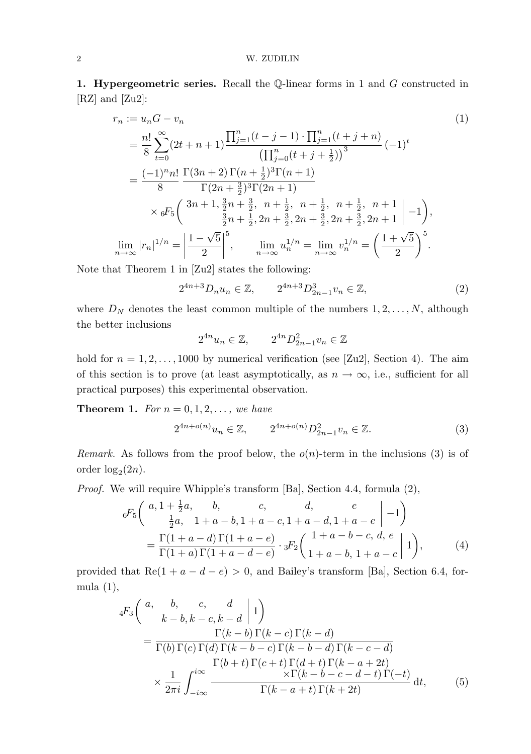**1. Hypergeometric series.** Recall the $\mathbb{Q}$-linear forms in 1 and $G$ constructed in [RZ] and [Zu2]:

$$
\begin{aligned}
r_n &:= u_n G - v_n \qquad (1)\\
&= \frac{n!}{8}\sum_{t=0}^{\infty}(2t+n+1)\frac{\prod_{j=1}^{n}(t-j-1)\cdot\prod_{j=1}^{n}(t+j+n)}{\bigl(\prod_{j=0}^{n}(t+j+\frac12)\bigr)^3}(-1)^t\\
&= \frac{(-1)^n n!}{8}\,\frac{\Gamma(3n+2)\,\Gamma(n+\frac12)^3\Gamma(n+1)}{\Gamma(2n+\frac32)^3\Gamma(2n+1)}\\
&\quad\times {}_6F_5\biggl(\begin{matrix} 3n+1,\ \frac32 n+\frac32,\ \ n+\frac12,\ \ n+\frac12,\ \ n+\frac12,\ \ n+1 \\ \frac32 n+\frac12,\ 2n+\frac32,\ 2n+\frac32,\ 2n+\frac32,\ 2n+1\end{matrix}\biggm| -1\biggr),
\end{aligned}
$$

$$
\lim_{n\to\infty}|r_n|^{1/n} = \left|\frac{1-\sqrt5}{2}\right|^5, \qquad \lim_{n\to\infty}u_n^{1/n} = \lim_{n\to\infty}v_n^{1/n} = \left(\frac{1+\sqrt5}{2}\right)^5.
$$

Note that Theorem 1 in [Zu2] states the following:

$$
2^{4n+3}D_n u_n \in \mathbb{Z}, \qquad 2^{4n+3}D_{2n-1}^3 v_n \in \mathbb{Z}, \tag{2}
$$

where $D_N$ denotes the least common multiple of the numbers $1, 2, \dots, N$, although the better inclusions

$$
2^{4n}u_n \in \mathbb{Z}, \qquad 2^{4n}D_{2n-1}^2 v_n \in \mathbb{Z}
$$

hold for $n = 1, 2, \dots, 1000$ by numerical verification (see [Zu2], Section 4). The aim of this section is to prove (at least asymptotically, as $n \to \infty$, i.e., sufficient for all practical purposes) this experimental observation.

**Theorem 1.** *For $n = 0, 1, 2, \dots,$ we have*

$$
2^{4n+o(n)}u_n \in \mathbb{Z}, \qquad 2^{4n+o(n)}D_{2n-1}^2 v_n \in \mathbb{Z}. \tag{3}
$$

*Remark.* As follows from the proof below, the $o(n)$-term in the inclusions (3) is of order $\log_2(2n)$.

*Proof.* We will require Whipple's transform [Ba], Section 4.4, formula (2),

$$
\begin{aligned}
&{}_6F_5\biggl(\begin{matrix} a,\ 1+\frac12 a, \quad b, \quad c, \quad d, \quad e \\ \frac12 a, \quad 1+a-b,\ 1+a-c,\ 1+a-d,\ 1+a-e\end{matrix}\biggm| -1\biggr)\\
&\qquad = \frac{\Gamma(1+a-d)\,\Gamma(1+a-e)}{\Gamma(1+a)\,\Gamma(1+a-d-e)}\cdot {}_3F_2\biggl(\begin{matrix} 1+a-b-c,\ d,\ e \\ 1+a-b,\ 1+a-c\end{matrix}\biggm| 1\biggr),
\end{aligned}
\tag{4}
$$

provided that $\operatorname{Re}(1+a-d-e) > 0$, and Bailey's transform [Ba], Section 6.4, formula (1),

$$
\begin{aligned}
&{}_4F_3\biggl(\begin{matrix} a, \quad b, \quad c, \quad d \\ k-b,\ k-c,\ k-d\end{matrix}\biggm| 1\biggr)\\
&\quad = \frac{\Gamma(k-b)\,\Gamma(k-c)\,\Gamma(k-d)}{\Gamma(b)\,\Gamma(c)\,\Gamma(d)\,\Gamma(k-b-c)\,\Gamma(k-b-d)\,\Gamma(k-c-d)}\\
&\qquad \times \frac{1}{2\pi i}\int_{-i\infty}^{i\infty}\frac{\Gamma(b+t)\,\Gamma(c+t)\,\Gamma(d+t)\,\Gamma(k-a+2t)\times\Gamma(k-b-c-d-t)\,\Gamma(-t)}{\Gamma(k-a+t)\,\Gamma(k+2t)}\,\mathrm{d}t,
\end{aligned}
\tag{5}
$$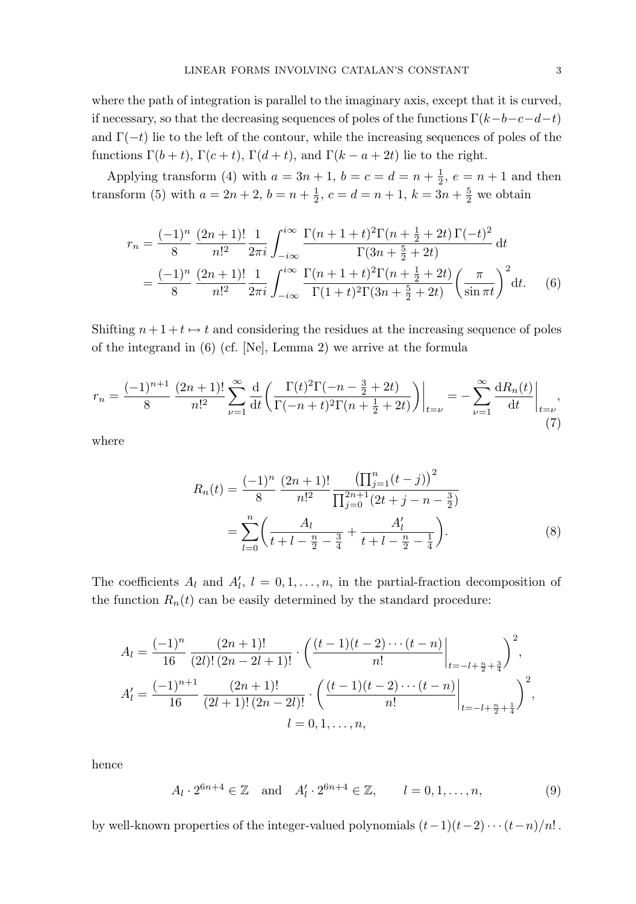where the path of integration is parallel to the imaginary axis, except that it is curved, if necessary, so that the decreasing sequences of poles of the functions $\Gamma(k-b-c-d-t)$ and $\Gamma(-t)$ lie to the left of the contour, while the increasing sequences of poles of the functions $\Gamma(b+t)$, $\Gamma(c+t)$, $\Gamma(d+t)$, and $\Gamma(k-a+2t)$ lie to the right.

Applying transform (4) with $a=3n+1$, $b=c=d=n+\frac{1}{2}$, $e=n+1$ and then transform (5) with $a=2n+2$, $b=n+\frac{1}{2}$, $c=d=n+1$, $k=3n+\frac{5}{2}$ we obtain

$$
\begin{aligned}
r_n &= \frac{(-1)^n}{8}\,\frac{(2n+1)!}{n!^2}\frac{1}{2\pi i}\int_{-i\infty}^{i\infty}\frac{\Gamma(n+1+t)^2\Gamma(n+\frac{1}{2}+2t)\,\Gamma(-t)^2}{\Gamma(3n+\frac{5}{2}+2t)}\,\mathrm{d}t \\
&= \frac{(-1)^n}{8}\,\frac{(2n+1)!}{n!^2}\frac{1}{2\pi i}\int_{-i\infty}^{i\infty}\frac{\Gamma(n+1+t)^2\Gamma(n+\frac{1}{2}+2t)}{\Gamma(1+t)^2\Gamma(3n+\frac{5}{2}+2t)}\biggl(\frac{\pi}{\sin\pi t}\biggr)^2\mathrm{d}t. \qquad (6)
\end{aligned}
$$

Shifting $n+1+t\mapsto t$ and considering the residues at the increasing sequence of poles of the integrand in (6) (cf. [Ne], Lemma 2) we arrive at the formula

$$
r_n = \frac{(-1)^{n+1}}{8}\,\frac{(2n+1)!}{n!^2}\sum_{\nu=1}^{\infty}\frac{\mathrm{d}}{\mathrm{d}t}\biggl(\frac{\Gamma(t)^2\Gamma(-n-\frac{3}{2}+2t)}{\Gamma(-n+t)^2\Gamma(n+\frac{1}{2}+2t)}\biggr)\bigg|_{t=\nu} = -\sum_{\nu=1}^{\infty}\frac{\mathrm{d}R_n(t)}{\mathrm{d}t}\bigg|_{t=\nu}, \qquad (7)
$$

where

$$
\begin{aligned}
R_n(t) &= \frac{(-1)^n}{8}\,\frac{(2n+1)!}{n!^2}\frac{\bigl(\prod_{j=1}^{n}(t-j)\bigr)^2}{\prod_{j=0}^{2n+1}(2t+j-n-\frac{3}{2})} \\
&= \sum_{l=0}^{n}\biggl(\frac{A_l}{t+l-\frac{n}{2}-\frac{3}{4}}+\frac{A_l'}{t+l-\frac{n}{2}-\frac{1}{4}}\biggr). \qquad (8)
\end{aligned}
$$

The coefficients $A_l$ and $A_l'$, $l=0,1,\dots,n$, in the partial-fraction decomposition of the function $R_n(t)$ can be easily determined by the standard procedure:

$$
\begin{gathered}
A_l = \frac{(-1)^n}{16}\,\frac{(2n+1)!}{(2l)!\,(2n-2l+1)!}\cdot\biggl(\frac{(t-1)(t-2)\cdots(t-n)}{n!}\bigg|_{t=-l+\frac{n}{2}+\frac{3}{4}}\biggr)^2, \\
A_l' = \frac{(-1)^{n+1}}{16}\,\frac{(2n+1)!}{(2l+1)!\,(2n-2l)!}\cdot\biggl(\frac{(t-1)(t-2)\cdots(t-n)}{n!}\bigg|_{t=-l+\frac{n}{2}+\frac{1}{4}}\biggr)^2, \\
l=0,1,\dots,n,
\end{gathered}
$$

hence

$$
A_l\cdot 2^{6n+4}\in\mathbb{Z} \quad\text{and}\quad A_l'\cdot 2^{6n+4}\in\mathbb{Z}, \qquad l=0,1,\dots,n, \qquad (9)
$$

by well-known properties of the integer-valued polynomials $(t-1)(t-2)\cdots(t-n)/n!$.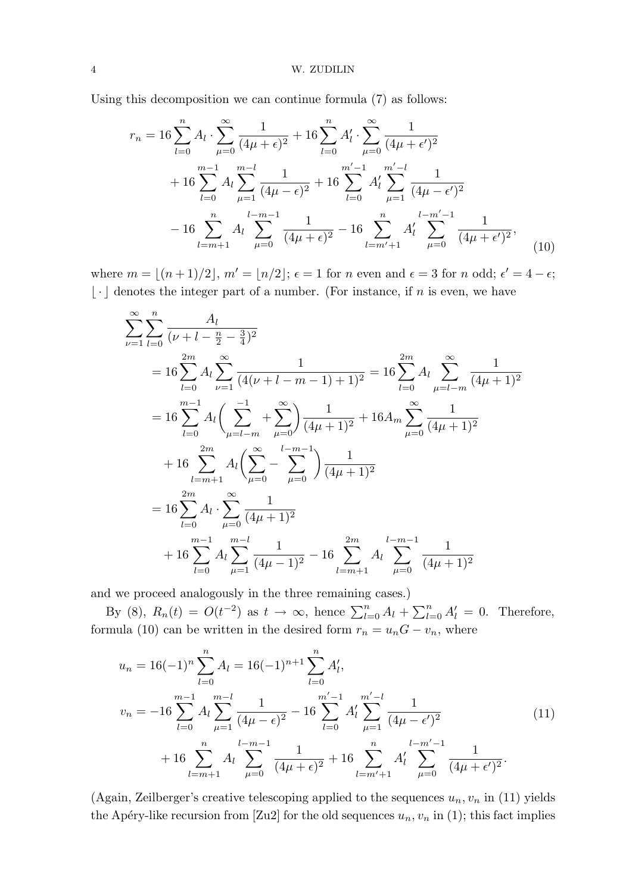Using this decomposition we can continue formula (7) as follows:

$$
\begin{aligned}
r_n &= 16\sum_{l=0}^{n} A_l \cdot \sum_{\mu=0}^{\infty} \frac{1}{(4\mu+\epsilon)^2} + 16\sum_{l=0}^{n} A_l' \cdot \sum_{\mu=0}^{\infty} \frac{1}{(4\mu+\epsilon')^2} \\
&\quad + 16\sum_{l=0}^{m-1} A_l \sum_{\mu=1}^{m-l} \frac{1}{(4\mu-\epsilon)^2} + 16\sum_{l=0}^{m'-1} A_l' \sum_{\mu=1}^{m'-l} \frac{1}{(4\mu-\epsilon')^2} \\
&\quad - 16\sum_{l=m+1}^{n} A_l \sum_{\mu=0}^{l-m-1} \frac{1}{(4\mu+\epsilon)^2} - 16\sum_{l=m'+1}^{n} A_l' \sum_{\mu=0}^{l-m'-1} \frac{1}{(4\mu+\epsilon')^2},
\end{aligned}
\tag{10}
$$

where $m = \lfloor (n+1)/2 \rfloor$, $m' = \lfloor n/2 \rfloor$; $\epsilon = 1$ for $n$ even and $\epsilon = 3$ for $n$ odd; $\epsilon' = 4 - \epsilon$; $\lfloor \cdot \rfloor$ denotes the integer part of a number. (For instance, if $n$ is even, we have

$$
\begin{aligned}
&\sum_{\nu=1}^{\infty}\sum_{l=0}^{n} \frac{A_l}{(\nu+l-\frac{n}{2}-\frac{3}{4})^2} \\
&= 16\sum_{l=0}^{2m} A_l \sum_{\nu=1}^{\infty} \frac{1}{(4(\nu+l-m-1)+1)^2} = 16\sum_{l=0}^{2m} A_l \sum_{\mu=l-m}^{\infty} \frac{1}{(4\mu+1)^2} \\
&= 16\sum_{l=0}^{m-1} A_l \biggl(\sum_{\mu=l-m}^{-1} + \sum_{\mu=0}^{\infty}\biggr) \frac{1}{(4\mu+1)^2} + 16A_m \sum_{\mu=0}^{\infty} \frac{1}{(4\mu+1)^2} \\
&\quad + 16\sum_{l=m+1}^{2m} A_l \biggl(\sum_{\mu=0}^{\infty} - \sum_{\mu=0}^{l-m-1}\biggr) \frac{1}{(4\mu+1)^2} \\
&= 16\sum_{l=0}^{2m} A_l \cdot \sum_{\mu=0}^{\infty} \frac{1}{(4\mu+1)^2} \\
&\quad + 16\sum_{l=0}^{m-1} A_l \sum_{\mu=1}^{m-l} \frac{1}{(4\mu-1)^2} - 16\sum_{l=m+1}^{2m} A_l \sum_{\mu=0}^{l-m-1} \frac{1}{(4\mu+1)^2}
\end{aligned}
$$

and we proceed analogously in the three remaining cases.)

By (8), $R_n(t) = O(t^{-2})$ as $t \to \infty$, hence $\sum_{l=0}^{n} A_l + \sum_{l=0}^{n} A_l' = 0$. Therefore, formula (10) can be written in the desired form $r_n = u_n G - v_n$, where

$$
\begin{aligned}
u_n &= 16(-1)^n \sum_{l=0}^{n} A_l = 16(-1)^{n+1} \sum_{l=0}^{n} A_l', \\
v_n &= -16\sum_{l=0}^{m-1} A_l \sum_{\mu=1}^{m-l} \frac{1}{(4\mu-\epsilon)^2} - 16\sum_{l=0}^{m'-1} A_l' \sum_{\mu=1}^{m'-l} \frac{1}{(4\mu-\epsilon')^2} \\
&\quad + 16\sum_{l=m+1}^{n} A_l \sum_{\mu=0}^{l-m-1} \frac{1}{(4\mu+\epsilon)^2} + 16\sum_{l=m'+1}^{n} A_l' \sum_{\mu=0}^{l-m'-1} \frac{1}{(4\mu+\epsilon')^2}.
\end{aligned}
\tag{11}
$$

(Again, Zeilberger's creative telescoping applied to the sequences $u_n, v_n$ in (11) yields the Apéry-like recursion from [Zu2] for the old sequences $u_n, v_n$ in (1); this fact implies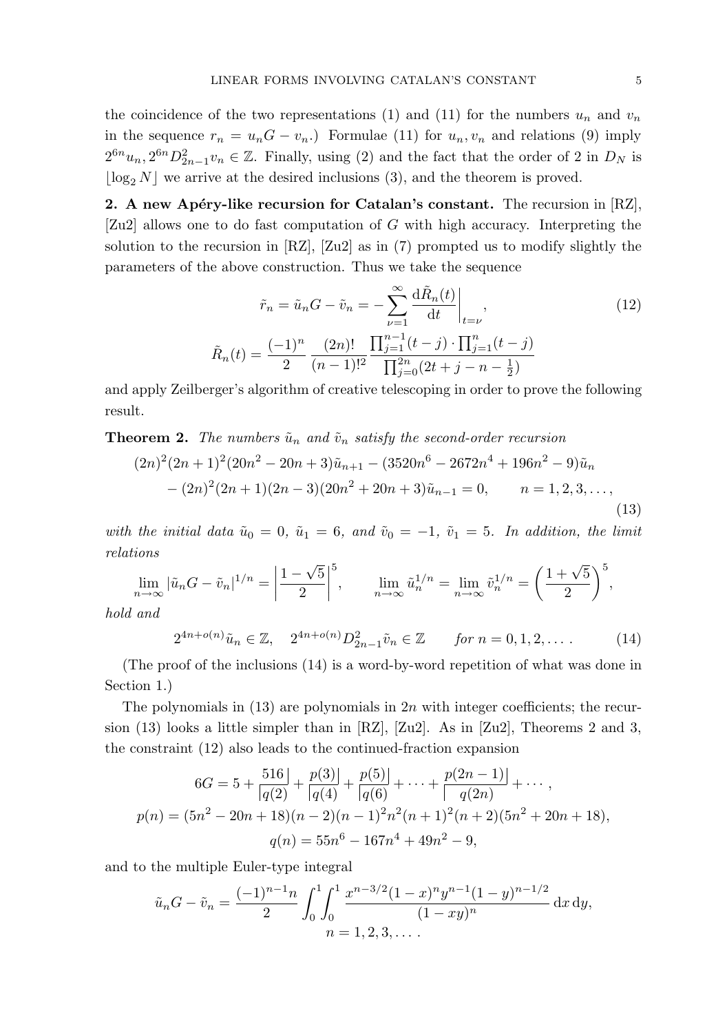the coincidence of the two representations (1) and (11) for the numbers $u_n$ and $v_n$ in the sequence $r_n = u_nG - v_n$.) Formulae (11) for $u_n, v_n$ and relations (9) imply $2^{6n}u_n, 2^{6n}D_{2n-1}^2 v_n \in \mathbb{Z}$. Finally, using (2) and the fact that the order of 2 in $D_N$ is $\lfloor \log_2 N \rfloor$ we arrive at the desired inclusions (3), and the theorem is proved.

**2. A new Apéry-like recursion for Catalan's constant.** The recursion in [RZ], [Zu2] allows one to do fast computation of $G$ with high accuracy. Interpreting the solution to the recursion in [RZ], [Zu2] as in (7) prompted us to modify slightly the parameters of the above construction. Thus we take the sequence

$$
\tilde{r}_n = \tilde{u}_n G - \tilde{v}_n = -\sum_{\nu=1}^{\infty} \frac{\mathrm{d}\tilde{R}_n(t)}{\mathrm{d}t}\bigg|_{t=\nu}, \tag{12}
$$

$$
\tilde{R}_n(t) = \frac{(-1)^n}{2} \, \frac{(2n)!}{(n-1)!^2} \frac{\prod_{j=1}^{n-1}(t-j) \cdot \prod_{j=1}^{n}(t-j)}{\prod_{j=0}^{2n}(2t+j-n-\frac{1}{2})}
$$

and apply Zeilberger's algorithm of creative telescoping in order to prove the following result.

**Theorem 2.** *The numbers $\tilde{u}_n$ and $\tilde{v}_n$ satisfy the second-order recursion*

$$
\begin{aligned}
(2n)^2(2n+1)^2(20n^2-20n+3)\tilde{u}_{n+1} - (3520n^6 - 2672n^4 + 196n^2 - 9)\tilde{u}_n \\
- (2n)^2(2n+1)(2n-3)(20n^2+20n+3)\tilde{u}_{n-1} = 0, \qquad n = 1, 2, 3, \dots,
\end{aligned} \tag{13}
$$

*with the initial data $\tilde{u}_0 = 0$, $\tilde{u}_1 = 6$, and $\tilde{v}_0 = -1$, $\tilde{v}_1 = 5$. In addition, the limit relations*

$$
\lim_{n\to\infty} |\tilde{u}_n G - \tilde{v}_n|^{1/n} = \left|\frac{1-\sqrt{5}}{2}\right|^5, \qquad \lim_{n\to\infty} \tilde{u}_n^{1/n} = \lim_{n\to\infty} \tilde{v}_n^{1/n} = \left(\frac{1+\sqrt{5}}{2}\right)^5,
$$

*hold and*

$$
2^{4n+o(n)}\tilde{u}_n \in \mathbb{Z}, \quad 2^{4n+o(n)}D_{2n-1}^2\tilde{v}_n \in \mathbb{Z} \qquad \text{for } n = 0, 1, 2, \dots. \tag{14}
$$

(The proof of the inclusions (14) is a word-by-word repetition of what was done in Section 1.)

The polynomials in (13) are polynomials in $2n$ with integer coefficients; the recursion (13) looks a little simpler than in [RZ], [Zu2]. As in [Zu2], Theorems 2 and 3, the constraint (12) also leads to the continued-fraction expansion

$$
6G = 5 + \frac{516|}{|q(2)} + \frac{p(3)|}{|q(4)} + \frac{p(5)|}{|q(6)} + \dots + \frac{p(2n-1)|}{|\;\;q(2n)} + \cdots,
$$

$$
p(n) = (5n^2 - 20n + 18)(n-2)(n-1)^2n^2(n+1)^2(n+2)(5n^2 + 20n + 18),
$$

$$
q(n) = 55n^6 - 167n^4 + 49n^2 - 9,
$$

and to the multiple Euler-type integral

$$
\tilde{u}_n G - \tilde{v}_n = \frac{(-1)^{n-1}n}{2} \int_0^1\int_0^1 \frac{x^{n-3/2}(1-x)^n y^{n-1}(1-y)^{n-1/2}}{(1-xy)^n}\,\mathrm{d}x\,\mathrm{d}y,
$$

$$
n = 1, 2, 3, \dots.
$$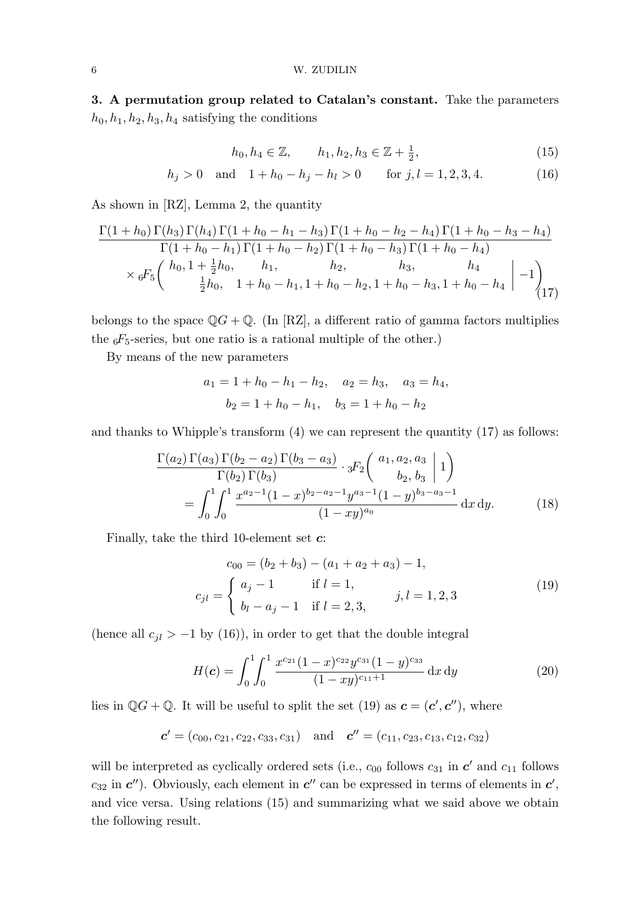**3. A permutation group related to Catalan's constant.** Take the parameters $h_0, h_1, h_2, h_3, h_4$ satisfying the conditions

$$h_0, h_4 \in \mathbb{Z}, \qquad h_1, h_2, h_3 \in \mathbb{Z} + \tfrac{1}{2}, \tag{15}$$

$$h_j > 0 \quad \text{and} \quad 1 + h_0 - h_j - h_l > 0 \qquad \text{for } j, l = 1, 2, 3, 4. \tag{16}$$

As shown in [RZ], Lemma 2, the quantity

$$\frac{\Gamma(1+h_0)\,\Gamma(h_3)\,\Gamma(h_4)\,\Gamma(1+h_0-h_1-h_3)\,\Gamma(1+h_0-h_2-h_4)\,\Gamma(1+h_0-h_3-h_4)}{\Gamma(1+h_0-h_1)\,\Gamma(1+h_0-h_2)\,\Gamma(1+h_0-h_3)\,\Gamma(1+h_0-h_4)} \\ \times {}_6F_5\left( \begin{matrix} h_0, 1+\frac{1}{2}h_0, & h_1, & h_2, & h_3, & h_4 \\ \frac{1}{2}h_0, & 1+h_0-h_1, & 1+h_0-h_2, & 1+h_0-h_3, & 1+h_0-h_4 \end{matrix} \,\middle|\, -1 \right) \tag{17}$$

belongs to the space $\mathbb{Q}G + \mathbb{Q}$. (In [RZ], a different ratio of gamma factors multiplies the ${}_6F_5$-series, but one ratio is a rational multiple of the other.)

By means of the new parameters

$$a_1 = 1 + h_0 - h_1 - h_2, \quad a_2 = h_3, \quad a_3 = h_4, \\ b_2 = 1 + h_0 - h_1, \quad b_3 = 1 + h_0 - h_2$$

and thanks to Whipple's transform (4) we can represent the quantity (17) as follows:

$$\frac{\Gamma(a_2)\,\Gamma(a_3)\,\Gamma(b_2-a_2)\,\Gamma(b_3-a_3)}{\Gamma(b_2)\,\Gamma(b_3)} \cdot {}_3F_2\left( \begin{matrix} a_1, a_2, a_3 \\ b_2, b_3 \end{matrix} \,\middle|\, 1 \right) \\ = \int_0^1\!\!\int_0^1 \frac{x^{a_2-1}(1-x)^{b_2-a_2-1}y^{a_3-1}(1-y)^{b_3-a_3-1}}{(1-xy)^{a_0}}\,\mathrm{d}x\,\mathrm{d}y. \tag{18}$$

Finally, take the third 10-element set $\boldsymbol{c}$:

$$c_{00} = (b_2 + b_3) - (a_1 + a_2 + a_3) - 1, \\ c_{jl} = \begin{cases} a_j - 1 & \text{if } l = 1, \\ b_l - a_j - 1 & \text{if } l = 2, 3, \end{cases} \qquad j, l = 1, 2, 3 \tag{19}$$

(hence all $c_{jl} > -1$ by (16)), in order to get that the double integral

$$H(\boldsymbol{c}) = \int_0^1\!\!\int_0^1 \frac{x^{c_{21}}(1-x)^{c_{22}}y^{c_{31}}(1-y)^{c_{33}}}{(1-xy)^{c_{11}+1}}\,\mathrm{d}x\,\mathrm{d}y \tag{20}$$

lies in $\mathbb{Q}G + \mathbb{Q}$. It will be useful to split the set (19) as $\boldsymbol{c} = (\boldsymbol{c}', \boldsymbol{c}'')$, where

$$\boldsymbol{c}' = (c_{00}, c_{21}, c_{22}, c_{33}, c_{31}) \quad \text{and} \quad \boldsymbol{c}'' = (c_{11}, c_{23}, c_{13}, c_{12}, c_{32})$$

will be interpreted as cyclically ordered sets (i.e., $c_{00}$ follows $c_{31}$ in $\boldsymbol{c}'$ and $c_{11}$ follows $c_{32}$ in $\boldsymbol{c}''$). Obviously, each element in $\boldsymbol{c}''$ can be expressed in terms of elements in $\boldsymbol{c}'$, and vice versa. Using relations (15) and summarizing what we said above we obtain the following result.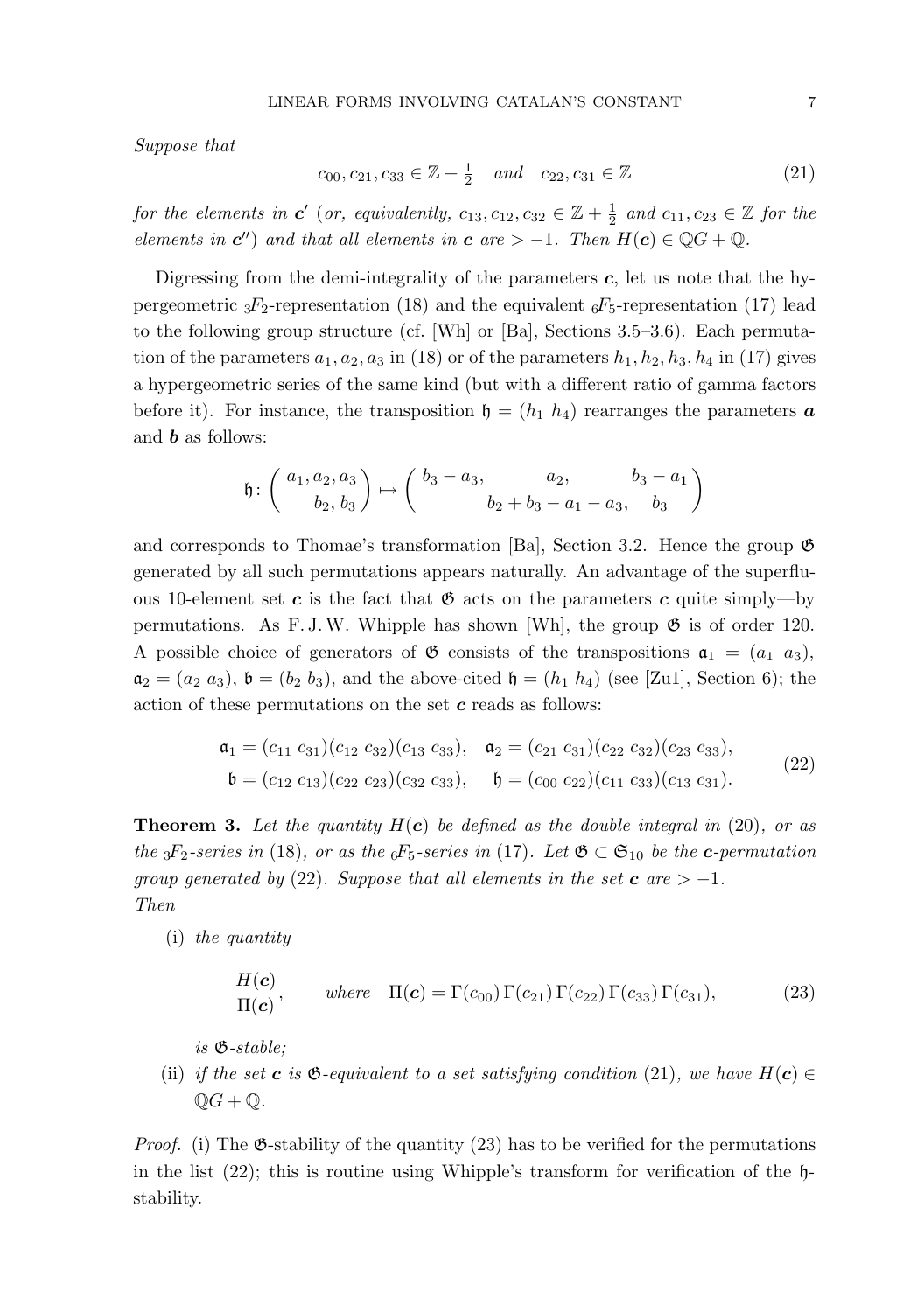*Suppose that*

$$c_{00}, c_{21}, c_{33} \in \mathbb{Z} + \tfrac{1}{2} \quad \text{and} \quad c_{22}, c_{31} \in \mathbb{Z} \tag{21}$$

*for the elements in* $\boldsymbol{c}'$ (*or, equivalently,* $c_{13}, c_{12}, c_{32} \in \mathbb{Z} + \frac{1}{2}$ *and* $c_{11}, c_{23} \in \mathbb{Z}$ *for the elements in* $\boldsymbol{c}''$) *and that all elements in* $\boldsymbol{c}$ *are* $> -1$. *Then* $H(\boldsymbol{c}) \in \mathbb{Q}G + \mathbb{Q}$.

Digressing from the demi-integrality of the parameters $\boldsymbol{c}$, let us note that the hypergeometric ${}_3F_2$-representation (18) and the equivalent ${}_6F_5$-representation (17) lead to the following group structure (cf. [Wh] or [Ba], Sections 3.5–3.6). Each permutation of the parameters $a_1, a_2, a_3$ in (18) or of the parameters $h_1, h_2, h_3, h_4$ in (17) gives a hypergeometric series of the same kind (but with a different ratio of gamma factors before it). For instance, the transposition $\mathfrak{h} = (h_1\ h_4)$ rearranges the parameters $\boldsymbol{a}$ and $\boldsymbol{b}$ as follows:

$$\mathfrak{h}\colon \begin{pmatrix} a_1, a_2, a_3 \\ \quad b_2, b_3 \end{pmatrix} \mapsto \begin{pmatrix} b_3 - a_3, & a_2, & b_3 - a_1 \\ & b_2 + b_3 - a_1 - a_3, & b_3 \end{pmatrix}$$

and corresponds to Thomae's transformation [Ba], Section 3.2. Hence the group $\mathfrak{G}$ generated by all such permutations appears naturally. An advantage of the superfluous 10-element set $\boldsymbol{c}$ is the fact that $\mathfrak{G}$ acts on the parameters $\boldsymbol{c}$ quite simply—by permutations. As F. J. W. Whipple has shown [Wh], the group $\mathfrak{G}$ is of order 120. A possible choice of generators of $\mathfrak{G}$ consists of the transpositions $\mathfrak{a}_1 = (a_1\ a_3)$, $\mathfrak{a}_2 = (a_2\ a_3)$, $\mathfrak{b} = (b_2\ b_3)$, and the above-cited $\mathfrak{h} = (h_1\ h_4)$ (see [Zu1], Section 6); the action of these permutations on the set $\boldsymbol{c}$ reads as follows:

$$\begin{aligned} \mathfrak{a}_1 &= (c_{11}\ c_{31})(c_{12}\ c_{32})(c_{13}\ c_{33}), \quad & \mathfrak{a}_2 &= (c_{21}\ c_{31})(c_{22}\ c_{32})(c_{23}\ c_{33}), \\ \mathfrak{b} &= (c_{12}\ c_{13})(c_{22}\ c_{23})(c_{32}\ c_{33}), \quad & \mathfrak{h} &= (c_{00}\ c_{22})(c_{11}\ c_{33})(c_{13}\ c_{31}). \end{aligned} \tag{22}$$

**Theorem 3.** *Let the quantity* $H(\boldsymbol{c})$ *be defined as the double integral in* (20), *or as the* ${}_3F_2$*-series in* (18), *or as the* ${}_6F_5$*-series in* (17). *Let* $\mathfrak{G} \subset \mathfrak{S}_{10}$ *be the* $\boldsymbol{c}$*-permutation group generated by* (22). *Suppose that all elements in the set* $\boldsymbol{c}$ *are* $> -1$. *Then*

(i) *the quantity*

$$\frac{H(\boldsymbol{c})}{\Pi(\boldsymbol{c})}, \qquad \text{where} \quad \Pi(\boldsymbol{c}) = \Gamma(c_{00})\,\Gamma(c_{21})\,\Gamma(c_{22})\,\Gamma(c_{33})\,\Gamma(c_{31}), \tag{23}$$

*is* $\mathfrak{G}$*-stable;*

(ii) *if the set* $\boldsymbol{c}$ *is* $\mathfrak{G}$*-equivalent to a set satisfying condition* (21), *we have* $H(\boldsymbol{c}) \in \mathbb{Q}G + \mathbb{Q}$.

*Proof.* (i) The $\mathfrak{G}$-stability of the quantity (23) has to be verified for the permutations in the list (22); this is routine using Whipple's transform for verification of the $\mathfrak{h}$-stability.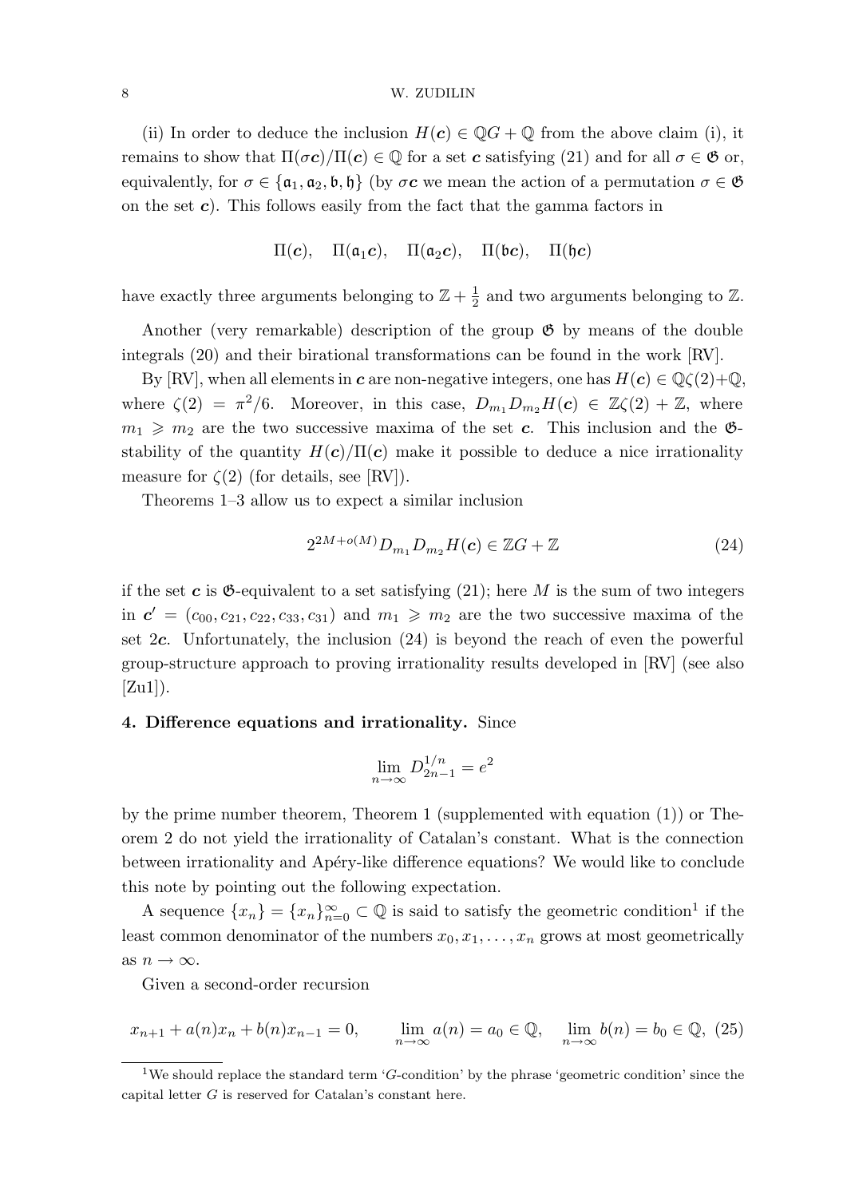(ii) In order to deduce the inclusion $H(\boldsymbol{c}) \in \mathbb{Q}G + \mathbb{Q}$ from the above claim (i), it remains to show that $\Pi(\sigma\boldsymbol{c})/\Pi(\boldsymbol{c}) \in \mathbb{Q}$ for a set $\boldsymbol{c}$ satisfying (21) and for all $\sigma \in \mathfrak{G}$ or, equivalently, for $\sigma \in \{\mathfrak{a}_1, \mathfrak{a}_2, \mathfrak{b}, \mathfrak{h}\}$ (by $\sigma\boldsymbol{c}$ we mean the action of a permutation $\sigma \in \mathfrak{G}$ on the set $\boldsymbol{c}$). This follows easily from the fact that the gamma factors in

$$\Pi(\boldsymbol{c}), \quad \Pi(\mathfrak{a}_1\boldsymbol{c}), \quad \Pi(\mathfrak{a}_2\boldsymbol{c}), \quad \Pi(\mathfrak{b}\boldsymbol{c}), \quad \Pi(\mathfrak{h}\boldsymbol{c})$$

have exactly three arguments belonging to $\mathbb{Z} + \frac{1}{2}$ and two arguments belonging to $\mathbb{Z}$.

Another (very remarkable) description of the group $\mathfrak{G}$ by means of the double integrals (20) and their birational transformations can be found in the work [RV].

By [RV], when all elements in $\boldsymbol{c}$ are non-negative integers, one has $H(\boldsymbol{c}) \in \mathbb{Q}\zeta(2)+\mathbb{Q}$, where $\zeta(2) = \pi^2/6$. Moreover, in this case, $D_{m_1} D_{m_2} H(\boldsymbol{c}) \in \mathbb{Z}\zeta(2) + \mathbb{Z}$, where $m_1 \geqslant m_2$ are the two successive maxima of the set $\boldsymbol{c}$. This inclusion and the $\mathfrak{G}$-stability of the quantity $H(\boldsymbol{c})/\Pi(\boldsymbol{c})$ make it possible to deduce a nice irrationality measure for $\zeta(2)$ (for details, see [RV]).

Theorems 1–3 allow us to expect a similar inclusion

$$2^{2M+o(M)} D_{m_1} D_{m_2} H(\boldsymbol{c}) \in \mathbb{Z}G + \mathbb{Z} \tag{24}$$

if the set $\boldsymbol{c}$ is $\mathfrak{G}$-equivalent to a set satisfying (21); here $M$ is the sum of two integers in $\boldsymbol{c}' = (c_{00}, c_{21}, c_{22}, c_{33}, c_{31})$ and $m_1 \geqslant m_2$ are the two successive maxima of the set $2\boldsymbol{c}$. Unfortunately, the inclusion (24) is beyond the reach of even the powerful group-structure approach to proving irrationality results developed in [RV] (see also [Zu1]).

**4. Difference equations and irrationality.** Since

$$\lim_{n\to\infty} D_{2n-1}^{1/n} = e^2$$

by the prime number theorem, Theorem 1 (supplemented with equation (1)) or Theorem 2 do not yield the irrationality of Catalan's constant. What is the connection between irrationality and Apéry-like difference equations? We would like to conclude this note by pointing out the following expectation.

A sequence $\{x_n\} = \{x_n\}_{n=0}^{\infty} \subset \mathbb{Q}$ is said to satisfy the geometric condition[1] if the least common denominator of the numbers $x_0, x_1, \dots, x_n$ grows at most geometrically as $n \to \infty$.

Given a second-order recursion

$$x_{n+1} + a(n)x_n + b(n)x_{n-1} = 0, \qquad \lim_{n\to\infty} a(n) = a_0 \in \mathbb{Q}, \quad \lim_{n\to\infty} b(n) = b_0 \in \mathbb{Q}, \tag{25}$$

[1] We should replace the standard term '$G$-condition' by the phrase 'geometric condition' since the capital letter $G$ is reserved for Catalan's constant here.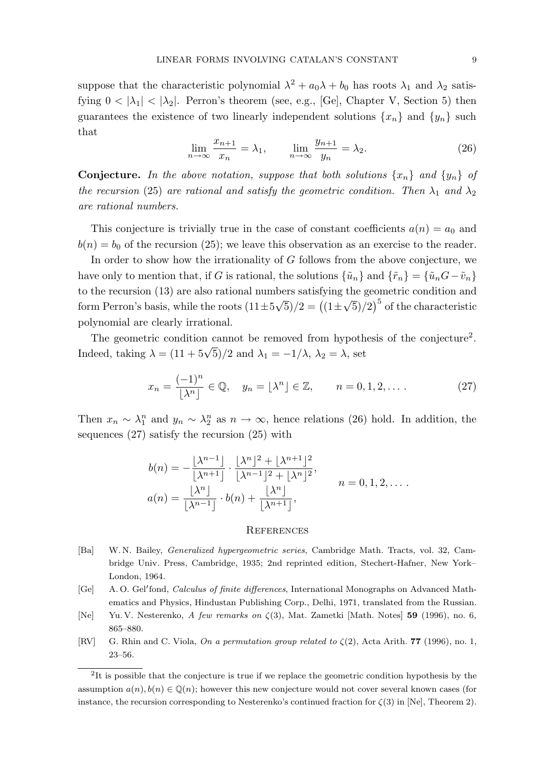suppose that the characteristic polynomial $\lambda^2 + a_0\lambda + b_0$ has roots $\lambda_1$ and $\lambda_2$ satisfying $0 < |\lambda_1| < |\lambda_2|$. Perron's theorem (see, e.g., [Ge], Chapter V, Section 5) then guarantees the existence of two linearly independent solutions $\{x_n\}$ and $\{y_n\}$ such that

$$\lim_{n\to\infty} \frac{x_{n+1}}{x_n} = \lambda_1, \qquad \lim_{n\to\infty} \frac{y_{n+1}}{y_n} = \lambda_2. \tag{26}$$

**Conjecture.** *In the above notation, suppose that both solutions $\{x_n\}$ and $\{y_n\}$ of the recursion* (25) *are rational and satisfy the geometric condition. Then $\lambda_1$ and $\lambda_2$ are rational numbers.*

This conjecture is trivially true in the case of constant coefficients $a(n) = a_0$ and $b(n) = b_0$ of the recursion (25); we leave this observation as an exercise to the reader.

In order to show how the irrationality of $G$ follows from the above conjecture, we have only to mention that, if $G$ is rational, the solutions $\{\tilde{u}_n\}$ and $\{\tilde{r}_n\} = \{\tilde{u}_n G - \tilde{v}_n\}$ to the recursion (13) are also rational numbers satisfying the geometric condition and form Perron's basis, while the roots $(11 \pm 5\sqrt{5})/2 = \big((1 \pm \sqrt{5})/2\big)^5$ of the characteristic polynomial are clearly irrational.

The geometric condition cannot be removed from hypothesis of the conjecture[2]. Indeed, taking $\lambda = (11 + 5\sqrt{5})/2$ and $\lambda_1 = -1/\lambda$, $\lambda_2 = \lambda$, set

$$x_n = \frac{(-1)^n}{\lfloor \lambda^n \rfloor} \in \mathbb{Q}, \quad y_n = \lfloor \lambda^n \rfloor \in \mathbb{Z}, \qquad n = 0, 1, 2, \dots . \tag{27}$$

Then $x_n \sim \lambda_1^n$ and $y_n \sim \lambda_2^n$ as $n \to \infty$, hence relations (26) hold. In addition, the sequences (27) satisfy the recursion (25) with

$$\left.\begin{aligned} b(n) &= -\frac{\lfloor \lambda^{n-1} \rfloor}{\lfloor \lambda^{n+1} \rfloor} \cdot \frac{\lfloor \lambda^n \rfloor^2 + \lfloor \lambda^{n+1} \rfloor^2}{\lfloor \lambda^{n-1} \rfloor^2 + \lfloor \lambda^n \rfloor^2}, \\ a(n) &= \frac{\lfloor \lambda^n \rfloor}{\lfloor \lambda^{n-1} \rfloor} \cdot b(n) + \frac{\lfloor \lambda^n \rfloor}{\lfloor \lambda^{n+1} \rfloor}, \end{aligned}\right. \qquad n = 0, 1, 2, \dots .$$

## References

[Ba] W. N. Bailey, *Generalized hypergeometric series*, Cambridge Math. Tracts, vol. 32, Cambridge Univ. Press, Cambridge, 1935; 2nd reprinted edition, Stechert-Hafner, New York–London, 1964.

[Ge] A. O. Gel′fond, *Calculus of finite differences*, International Monographs on Advanced Mathematics and Physics, Hindustan Publishing Corp., Delhi, 1971, translated from the Russian.

[Ne] Yu. V. Nesterenko, *A few remarks on $\zeta(3)$*, Mat. Zametki [Math. Notes] **59** (1996), no. 6, 865–880.

[RV] G. Rhin and C. Viola, *On a permutation group related to $\zeta(2)$*, Acta Arith. **77** (1996), no. 1, 23–56.

---

[2] It is possible that the conjecture is true if we replace the geometric condition hypothesis by the assumption $a(n), b(n) \in \mathbb{Q}(n)$; however this new conjecture would not cover several known cases (for instance, the recursion corresponding to Nesterenko's continued fraction for $\zeta(3)$ in [Ne], Theorem 2).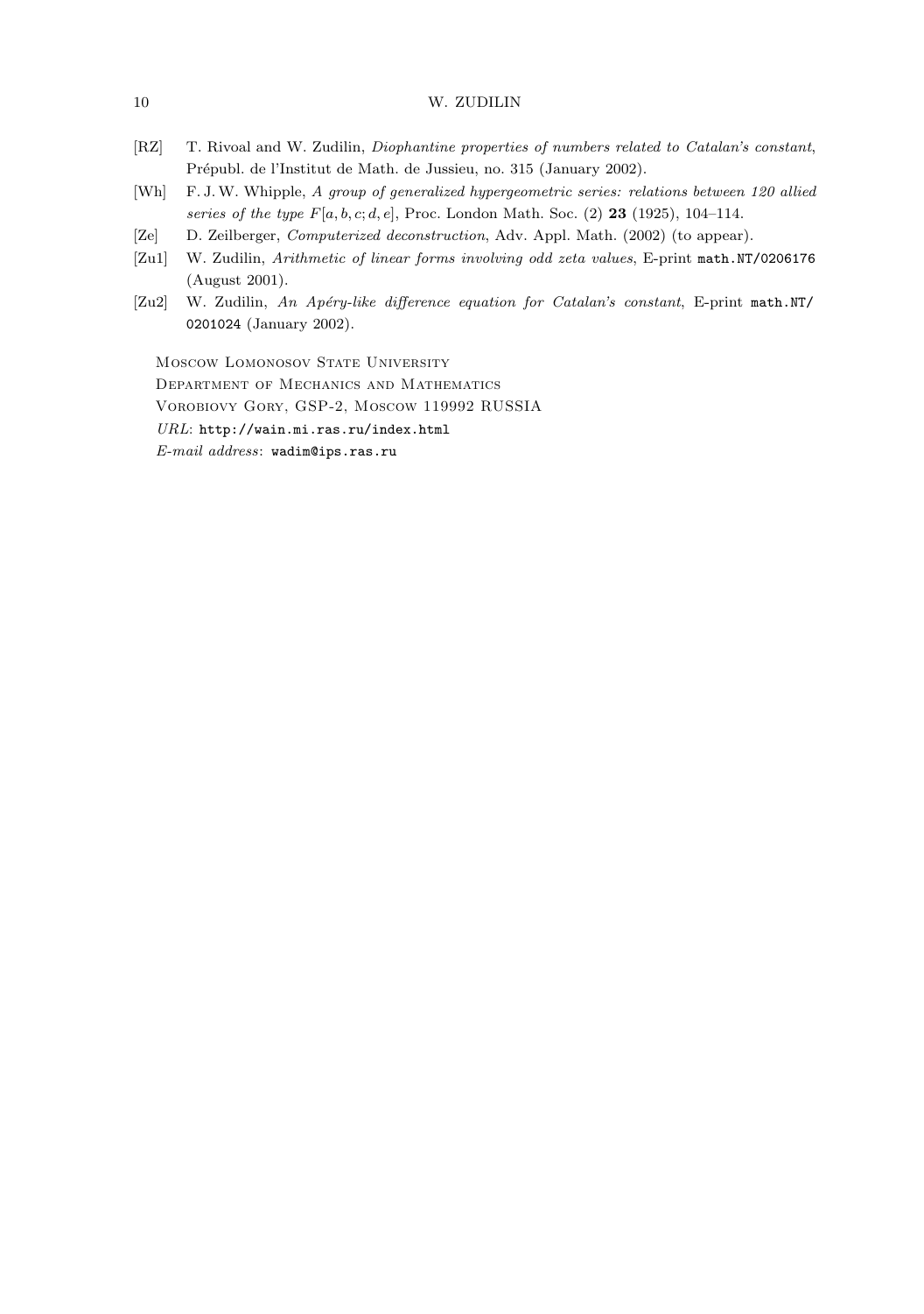- [RZ] T. Rivoal and W. Zudilin, *Diophantine properties of numbers related to Catalan's constant*, Prépubl. de l'Institut de Math. de Jussieu, no. 315 (January 2002).
- [Wh] F. J. W. Whipple, *A group of generalized hypergeometric series: relations between 120 allied series of the type $F[a, b, c; d, e]$*, Proc. London Math. Soc. (2) **23** (1925), 104–114.
- [Ze] D. Zeilberger, *Computerized deconstruction*, Adv. Appl. Math. (2002) (to appear).
- [Zu1] W. Zudilin, *Arithmetic of linear forms involving odd zeta values*, E-print `math.NT/0206176` (August 2001).
- [Zu2] W. Zudilin, *An Apéry-like difference equation for Catalan's constant*, E-print `math.NT/0201024` (January 2002).

Moscow Lomonosov State University
Department of Mechanics and Mathematics
Vorobiovy Gory, GSP-2, Moscow 119992 RUSSIA
*URL*: `http://wain.mi.ras.ru/index.html`
*E-mail address*: `wadim@ips.ras.ru`